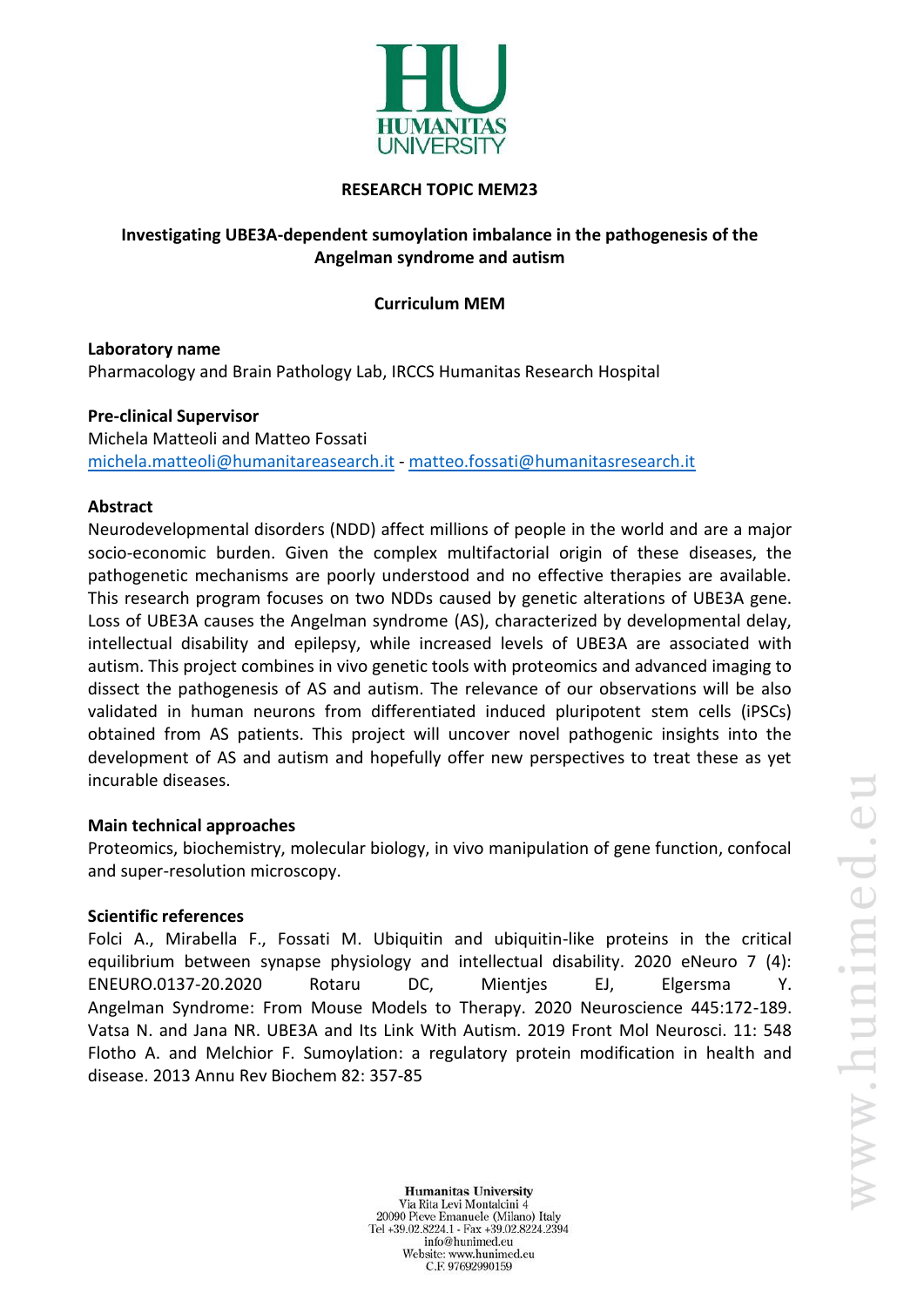**RESEARCH TOPIC MEM23**

**Investigating UBE3A-dependent sumoylation imbalance in the pathogenesis of the Angelman syndrome and autism**

**Curriculum MEM**

**Laboratory name**

Pharmacology and Brain Pathology Lab, IRCCS Humanitas Research Hospital

**Pre-clinical Supervisor**

Michela Matteoli and Matteo Fossati

michela.matteoli@humanitareasearch.it - matteo.fossati@humanitasresearch.it

**Abstract**

Neurodevelopmental disorders (NDD) affect millions of people in the world and are a major socio-economic burden. Given the complex multifactorial origin of these diseases, the pathogenetic mechanisms are poorly understood and no effective therapies are available. This research program focuses on two NDDs caused by genetic alterations of UBE3A gene. Loss of UBE3A causes the Angelman syndrome (AS), characterized by developmental delay, intellectual disability and epilepsy, while increased levels of UBE3A are associated with autism. This project combines in vivo genetic tools with proteomics and advanced imaging to dissect the pathogenesis of AS and autism. The relevance of our observations will be also validated in human neurons from differentiated induced pluripotent stem cells (iPSCs) obtained from AS patients. This project will uncover novel pathogenic insights into the development of AS and autism and hopefully offer new perspectives to treat these as yet incurable diseases.

**Main technical approaches**

Proteomics, biochemistry, molecular biology, in vivo manipulation of gene function, confocal and super-resolution microscopy.

**Scientific references**

Folci A., Mirabella F., Fossati M. Ubiquitin and ubiquitin-like proteins in the critical equilibrium between synapse physiology and intellectual disability. 2020 eNeuro 7 (4): ENEURO.0137-20.2020 Rotaru DC, Mientjes EJ, Elgersma Y. Angelman Syndrome: From Mouse Models to Therapy. 2020 Neuroscience 445:172-189. Vatsa N. and Jana NR. UBE3A and Its Link With Autism. 2019 Front Mol Neurosci. 11: 548 Flotho A. and Melchior F. Sumoylation: a regulatory protein modification in health and disease. 2013 Annu Rev Biochem 82: 357-85

Humanitas University
Via Rita Levi Montalcini 4
20090 Pieve Emanuele (Milano) Italy
Tel +39.02.8224.1 - Fax +39.02.8224.2394
info@hunimed.eu
Website: www.hunimed.eu
C.F. 97692990159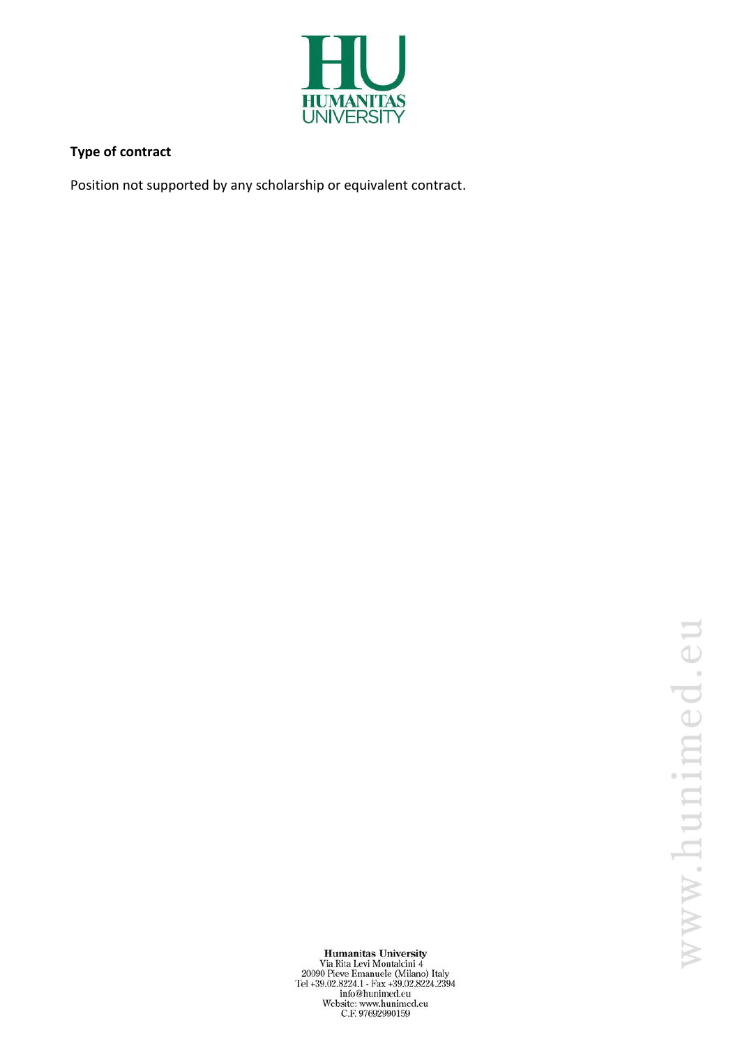**Type of contract**

Position not supported by any scholarship or equivalent contract.